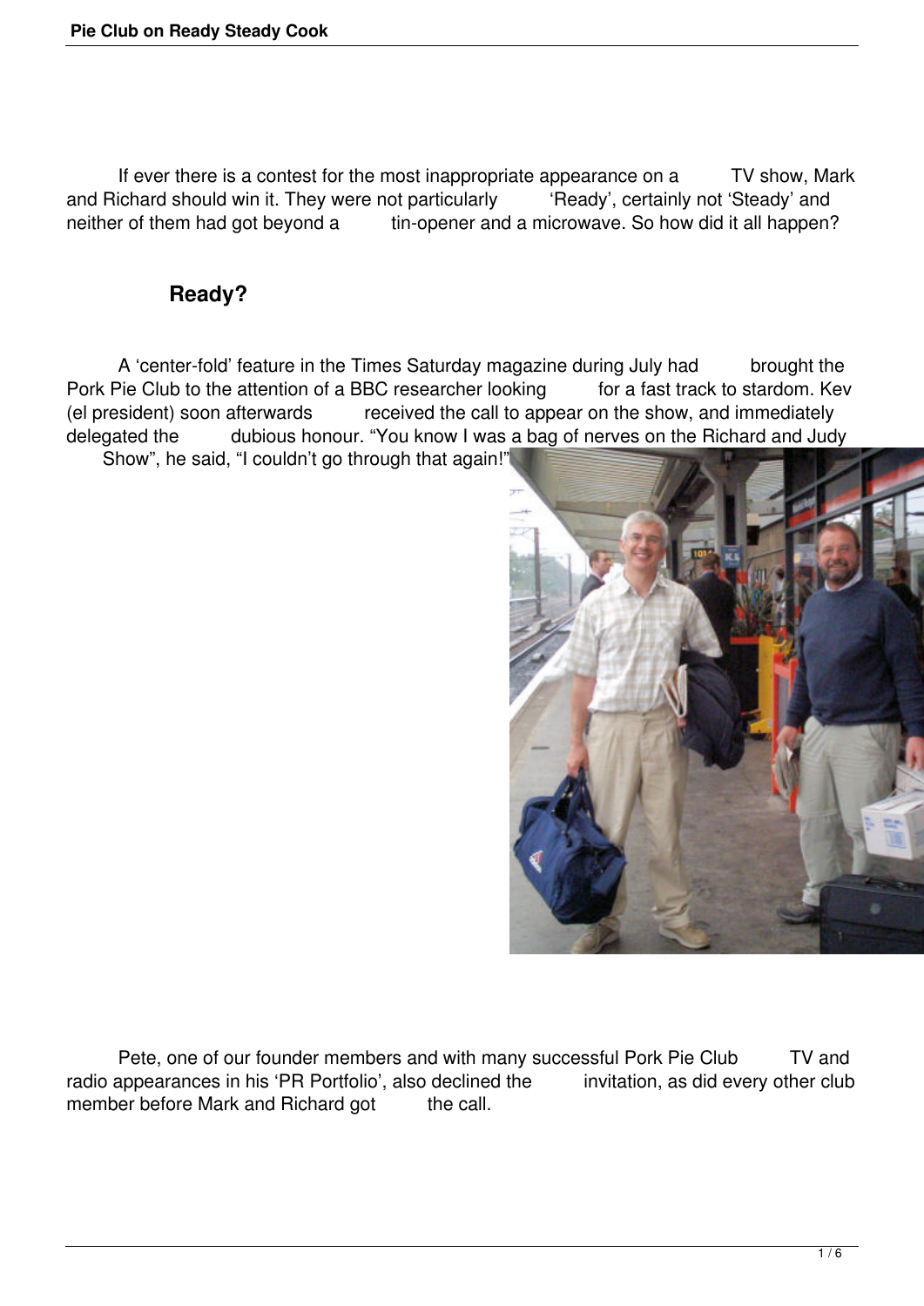If ever there is a contest for the most inappropriate appearance on a TV show, Mark and Richard should win it. They were not particularly 'Ready', certainly not 'Steady' and neither of them had got beyond a tin-opener and a microwave. So how did it all happen?

## Ready?

A 'center-fold' feature in the Times Saturday magazine during July had brought the Pork Pie Club to the attention of a BBC researcher looking for a fast track to stardom. Kev (el president) soon afterwards received the call to appear on the show, and immediately delegated the dubious honour. "You know I was a bag of nerves on the Richard and Judy Show", he said, "I couldn't go through that again!"

Pete, one of our founder members and with many successful Pork Pie Club TV and radio appearances in his 'PR Portfolio', also declined the invitation, as did every other club member before Mark and Richard got the call.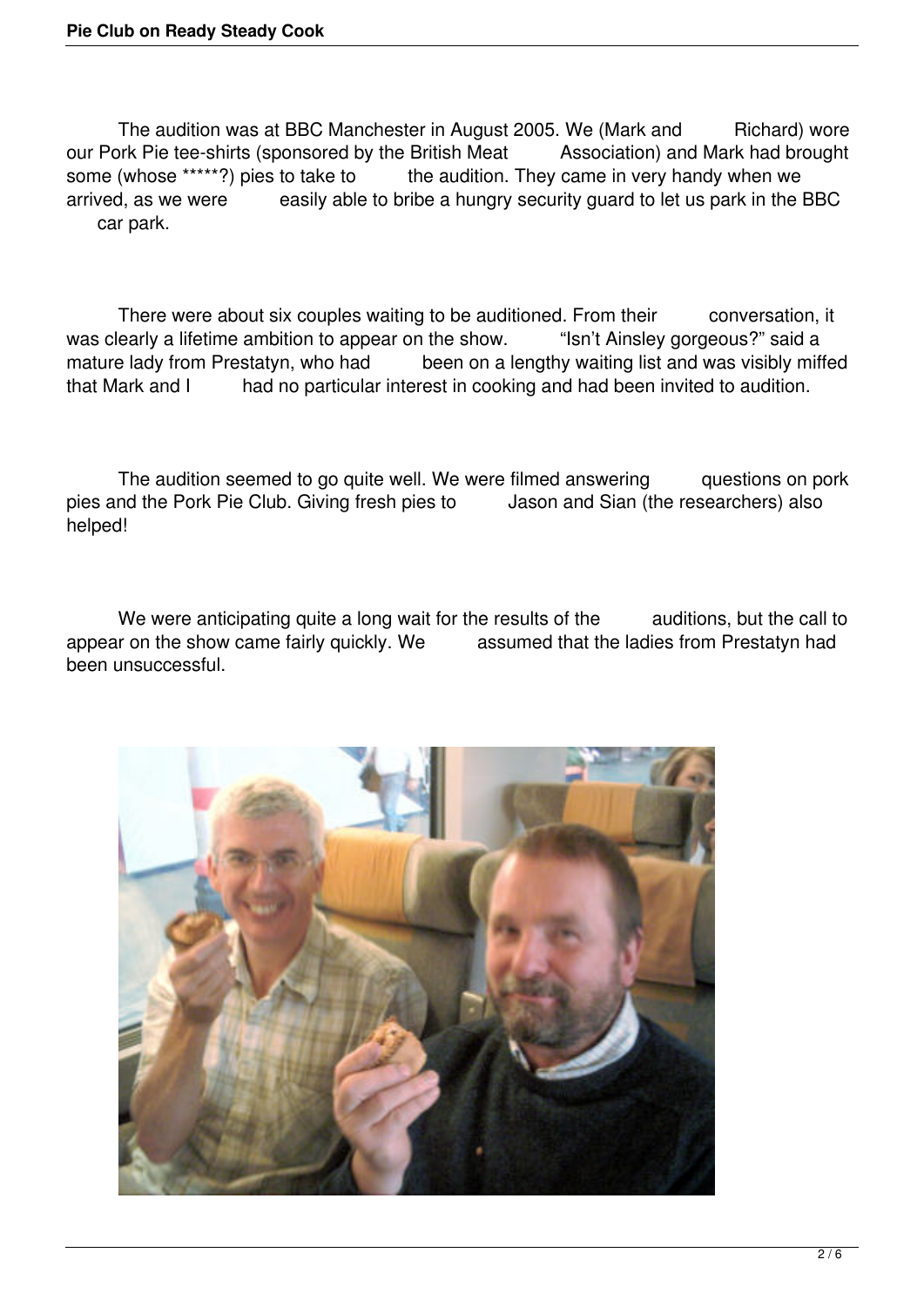The audition was at BBC Manchester in August 2005. We (Mark and Richard) wore our Pork Pie tee-shirts (sponsored by the British Meat Association) and Mark had brought some (whose *****?) pies to take to the audition. They came in very handy when we arrived, as we were easily able to bribe a hungry security guard to let us park in the BBC car park.

There were about six couples waiting to be auditioned. From their conversation, it was clearly a lifetime ambition to appear on the show. “Isn’t Ainsley gorgeous?” said a mature lady from Prestatyn, who had been on a lengthy waiting list and was visibly miffed that Mark and I had no particular interest in cooking and had been invited to audition.

The audition seemed to go quite well. We were filmed answering questions on pork pies and the Pork Pie Club. Giving fresh pies to Jason and Sian (the researchers) also helped!

We were anticipating quite a long wait for the results of the auditions, but the call to appear on the show came fairly quickly. We assumed that the ladies from Prestatyn had been unsuccessful.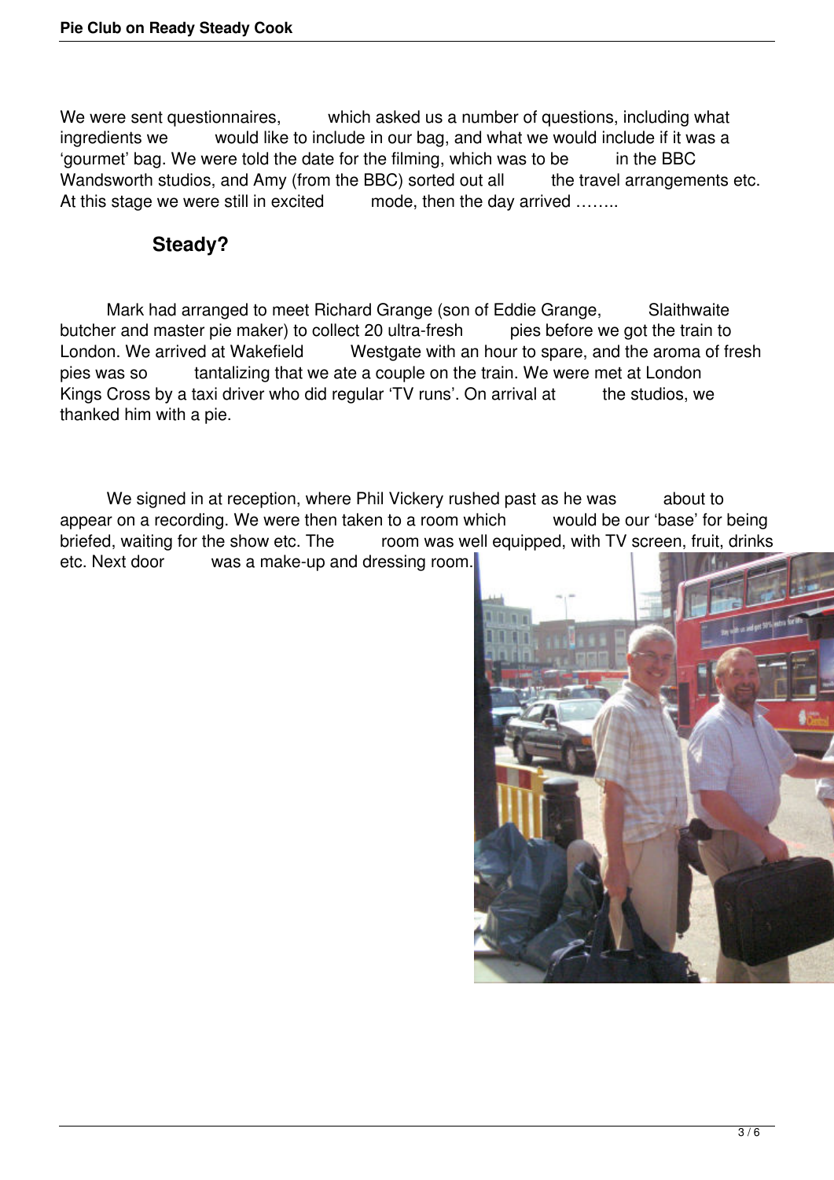We were sent questionnaires, which asked us a number of questions, including what ingredients we would like to include in our bag, and what we would include if it was a 'gourmet' bag. We were told the date for the filming, which was to be in the BBC Wandsworth studios, and Amy (from the BBC) sorted out all the travel arrangements etc. At this stage we were still in excited mode, then the day arrived ……..

## Steady?

Mark had arranged to meet Richard Grange (son of Eddie Grange, Slaithwaite butcher and master pie maker) to collect 20 ultra-fresh pies before we got the train to London. We arrived at Wakefield Westgate with an hour to spare, and the aroma of fresh pies was so tantalizing that we ate a couple on the train. We were met at London Kings Cross by a taxi driver who did regular 'TV runs'. On arrival at the studios, we thanked him with a pie.

We signed in at reception, where Phil Vickery rushed past as he was about to appear on a recording. We were then taken to a room which would be our 'base' for being briefed, waiting for the show etc. The room was well equipped, with TV screen, fruit, drinks etc. Next door was a make-up and dressing room.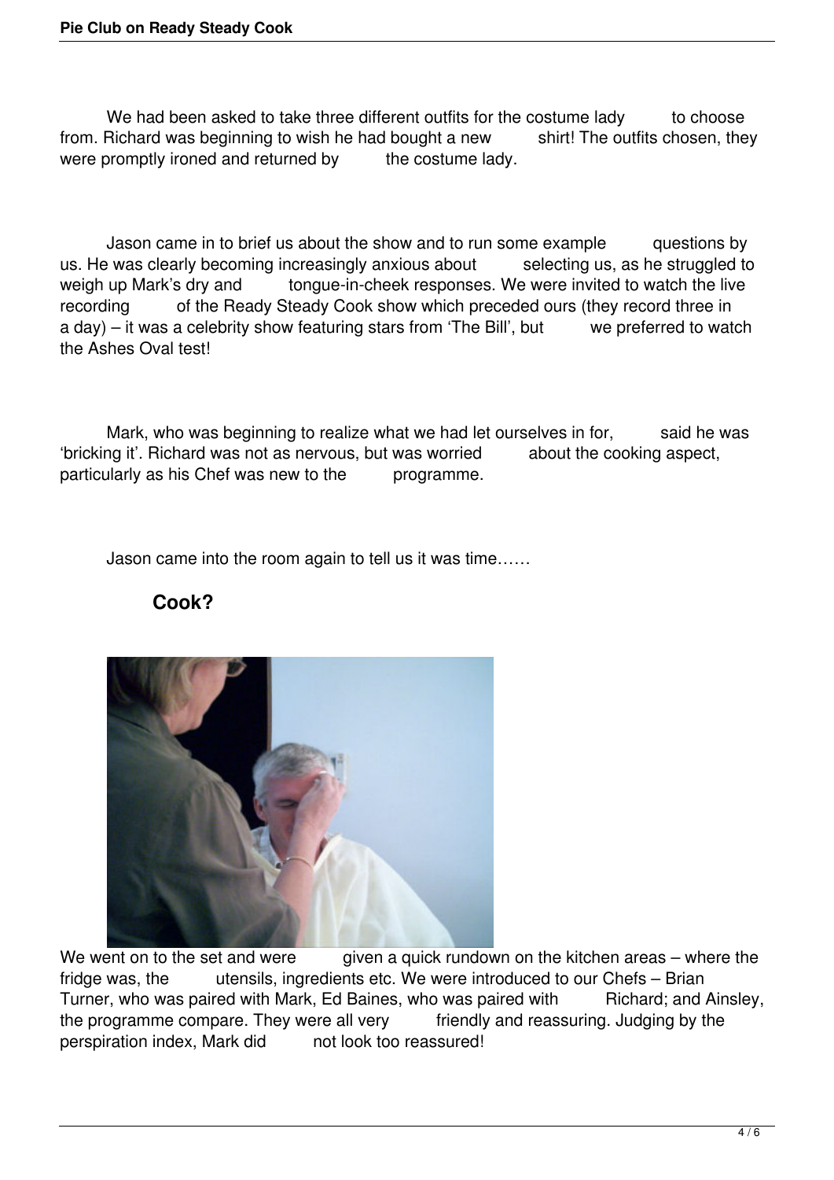We had been asked to take three different outfits for the costume lady to choose from. Richard was beginning to wish he had bought a new shirt! The outfits chosen, they were promptly ironed and returned by the costume lady.

Jason came in to brief us about the show and to run some example questions by us. He was clearly becoming increasingly anxious about selecting us, as he struggled to weigh up Mark's dry and tongue-in-cheek responses. We were invited to watch the live recording of the Ready Steady Cook show which preceded ours (they record three in a day) – it was a celebrity show featuring stars from 'The Bill', but we preferred to watch the Ashes Oval test!

Mark, who was beginning to realize what we had let ourselves in for, said he was 'bricking it'. Richard was not as nervous, but was worried about the cooking aspect, particularly as his Chef was new to the programme.

Jason came into the room again to tell us it was time……

## Cook?

We went on to the set and were given a quick rundown on the kitchen areas – where the fridge was, the utensils, ingredients etc. We were introduced to our Chefs – Brian Turner, who was paired with Mark, Ed Baines, who was paired with Richard; and Ainsley, the programme compare. They were all very friendly and reassuring. Judging by the perspiration index, Mark did not look too reassured!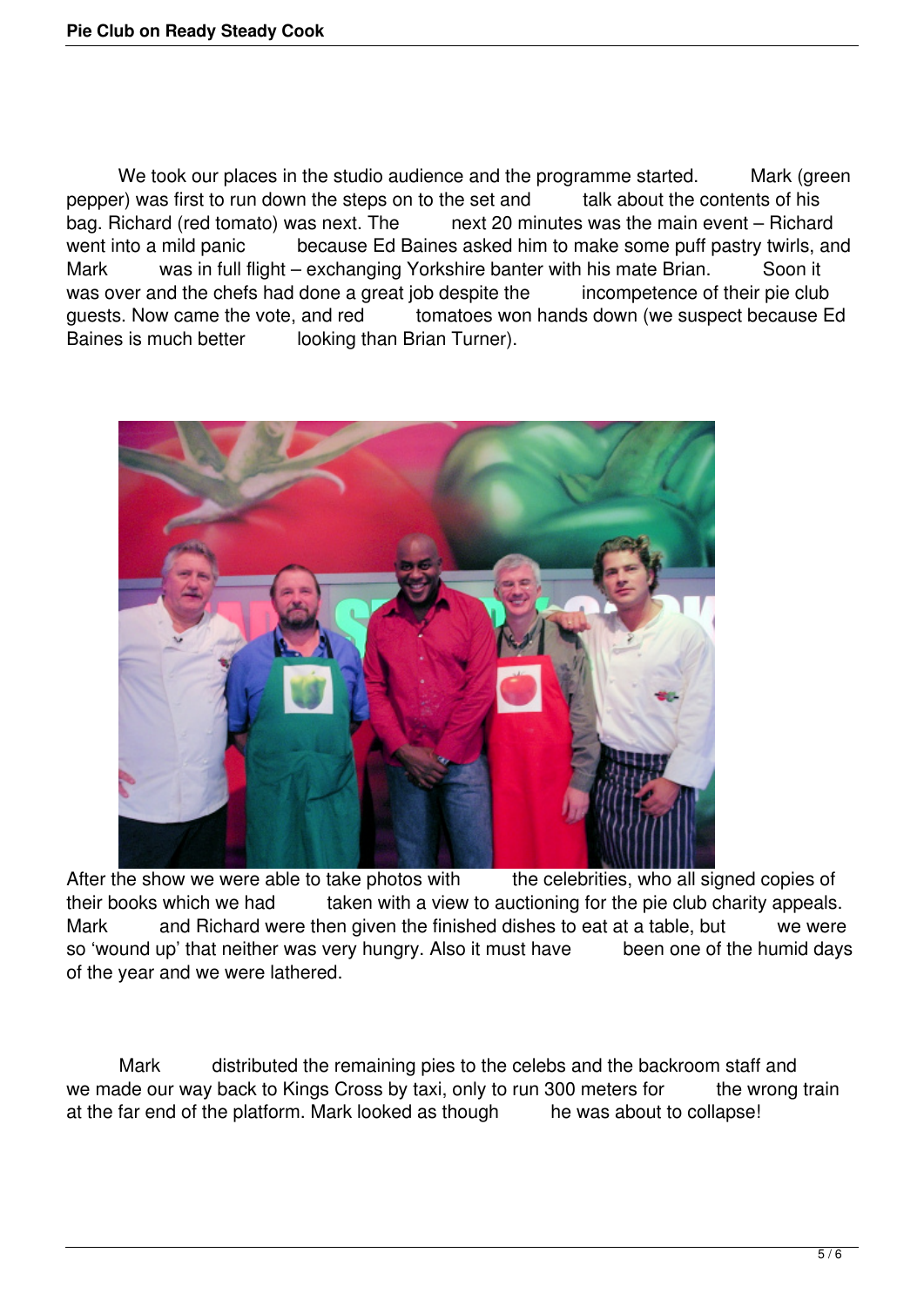We took our places in the studio audience and the programme started. Mark (green pepper) was first to run down the steps on to the set and talk about the contents of his bag. Richard (red tomato) was next. The next 20 minutes was the main event – Richard went into a mild panic because Ed Baines asked him to make some puff pastry twirls, and Mark was in full flight – exchanging Yorkshire banter with his mate Brian. Soon it was over and the chefs had done a great job despite the incompetence of their pie club guests. Now came the vote, and red tomatoes won hands down (we suspect because Ed Baines is much better looking than Brian Turner).

After the show we were able to take photos with the celebrities, who all signed copies of their books which we had taken with a view to auctioning for the pie club charity appeals. Mark and Richard were then given the finished dishes to eat at a table, but we were so 'wound up' that neither was very hungry. Also it must have been one of the humid days of the year and we were lathered.

Mark distributed the remaining pies to the celebs and the backroom staff and we made our way back to Kings Cross by taxi, only to run 300 meters for the wrong train at the far end of the platform. Mark looked as though he was about to collapse!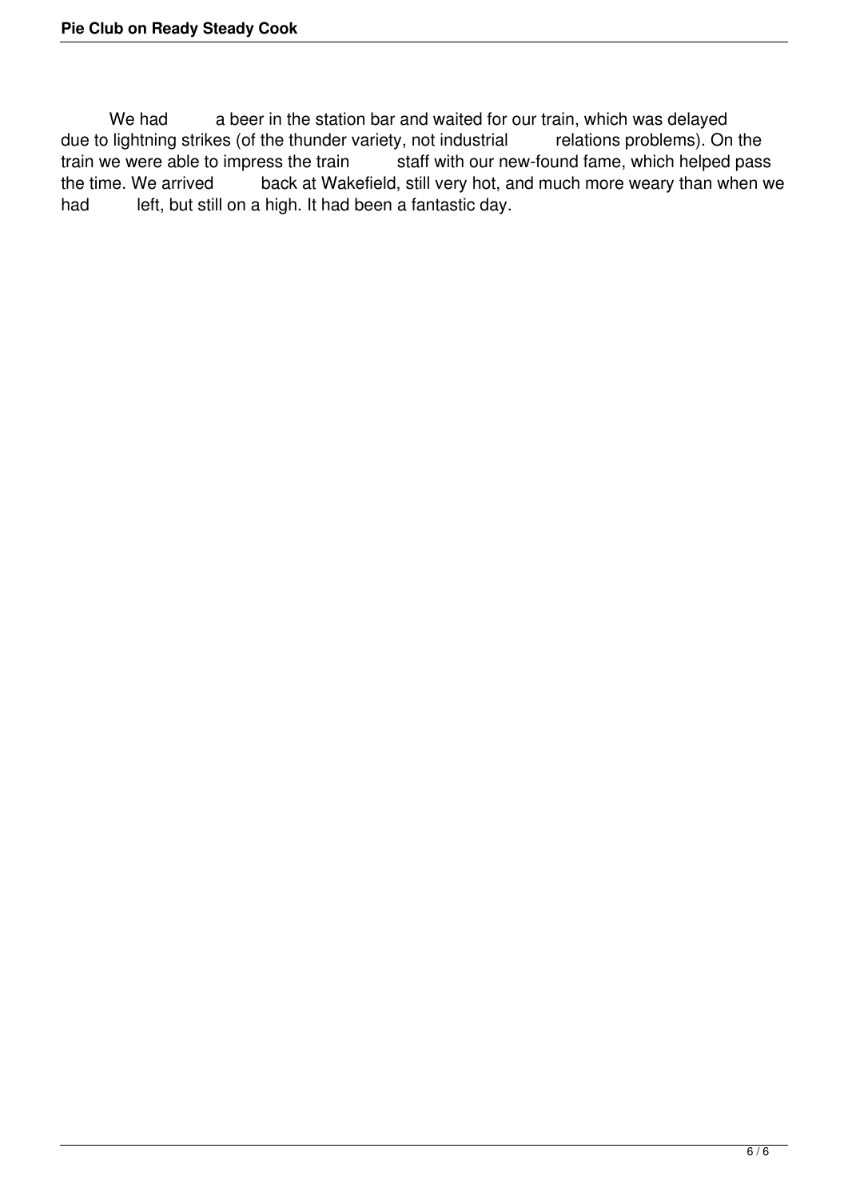We had a beer in the station bar and waited for our train, which was delayed due to lightning strikes (of the thunder variety, not industrial relations problems). On the train we were able to impress the train staff with our new-found fame, which helped pass the time. We arrived back at Wakefield, still very hot, and much more weary than when we had left, but still on a high. It had been a fantastic day.